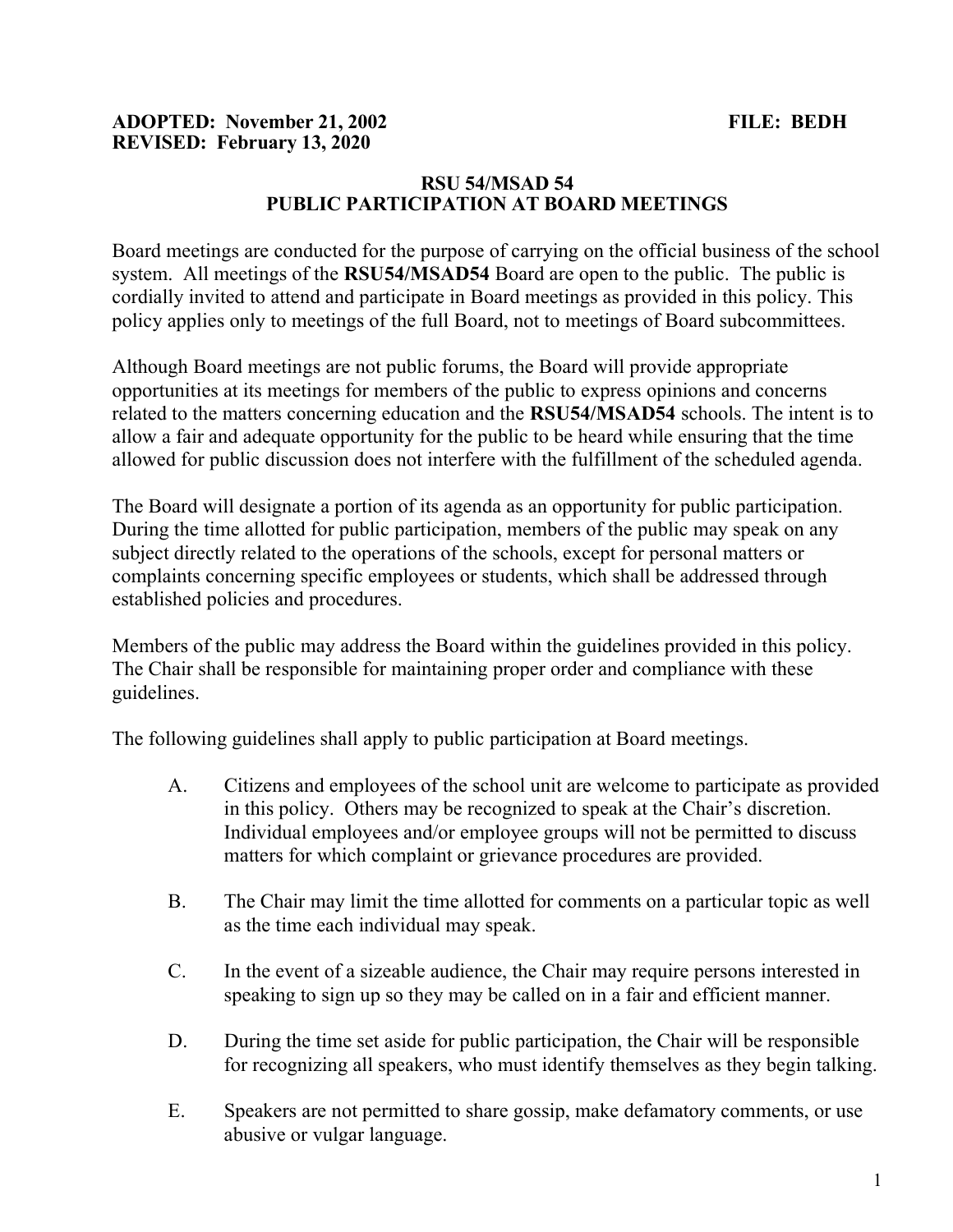**ADOPTED: November 21, 2002** **FILE: BEDH**
**REVISED: February 13, 2020**

# RSU 54/MSAD 54
## PUBLIC PARTICIPATION AT BOARD MEETINGS

Board meetings are conducted for the purpose of carrying on the official business of the school system. All meetings of the **RSU54/MSAD54** Board are open to the public. The public is cordially invited to attend and participate in Board meetings as provided in this policy. This policy applies only to meetings of the full Board, not to meetings of Board subcommittees.

Although Board meetings are not public forums, the Board will provide appropriate opportunities at its meetings for members of the public to express opinions and concerns related to the matters concerning education and the **RSU54/MSAD54** schools. The intent is to allow a fair and adequate opportunity for the public to be heard while ensuring that the time allowed for public discussion does not interfere with the fulfillment of the scheduled agenda.

The Board will designate a portion of its agenda as an opportunity for public participation. During the time allotted for public participation, members of the public may speak on any subject directly related to the operations of the schools, except for personal matters or complaints concerning specific employees or students, which shall be addressed through established policies and procedures.

Members of the public may address the Board within the guidelines provided in this policy. The Chair shall be responsible for maintaining proper order and compliance with these guidelines.

The following guidelines shall apply to public participation at Board meetings.

A. Citizens and employees of the school unit are welcome to participate as provided in this policy. Others may be recognized to speak at the Chair's discretion. Individual employees and/or employee groups will not be permitted to discuss matters for which complaint or grievance procedures are provided.

B. The Chair may limit the time allotted for comments on a particular topic as well as the time each individual may speak.

C. In the event of a sizeable audience, the Chair may require persons interested in speaking to sign up so they may be called on in a fair and efficient manner.

D. During the time set aside for public participation, the Chair will be responsible for recognizing all speakers, who must identify themselves as they begin talking.

E. Speakers are not permitted to share gossip, make defamatory comments, or use abusive or vulgar language.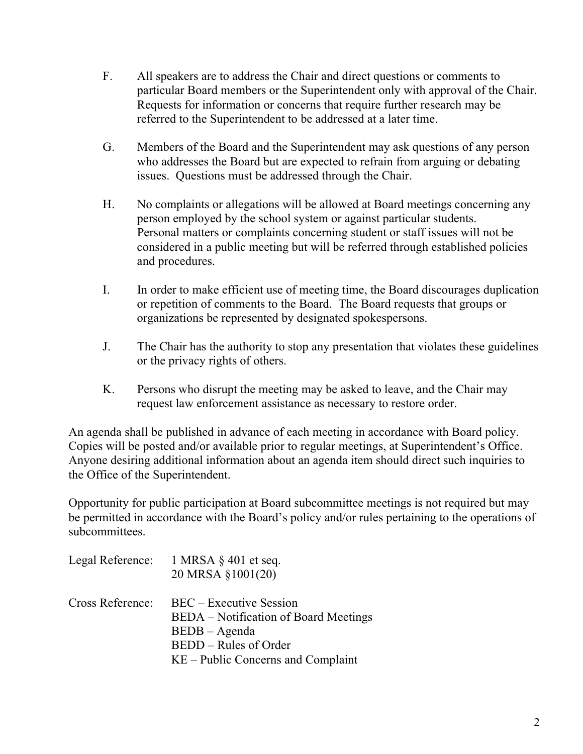F. All speakers are to address the Chair and direct questions or comments to particular Board members or the Superintendent only with approval of the Chair. Requests for information or concerns that require further research may be referred to the Superintendent to be addressed at a later time.

G. Members of the Board and the Superintendent may ask questions of any person who addresses the Board but are expected to refrain from arguing or debating issues. Questions must be addressed through the Chair.

H. No complaints or allegations will be allowed at Board meetings concerning any person employed by the school system or against particular students. Personal matters or complaints concerning student or staff issues will not be considered in a public meeting but will be referred through established policies and procedures.

I. In order to make efficient use of meeting time, the Board discourages duplication or repetition of comments to the Board. The Board requests that groups or organizations be represented by designated spokespersons.

J. The Chair has the authority to stop any presentation that violates these guidelines or the privacy rights of others.

K. Persons who disrupt the meeting may be asked to leave, and the Chair may request law enforcement assistance as necessary to restore order.

An agenda shall be published in advance of each meeting in accordance with Board policy. Copies will be posted and/or available prior to regular meetings, at Superintendent's Office. Anyone desiring additional information about an agenda item should direct such inquiries to the Office of the Superintendent.

Opportunity for public participation at Board subcommittee meetings is not required but may be permitted in accordance with the Board's policy and/or rules pertaining to the operations of subcommittees.

Legal Reference: 1 MRSA § 401 et seq.
20 MRSA §1001(20)

Cross Reference: BEC – Executive Session
BEDA – Notification of Board Meetings
BEDB – Agenda
BEDD – Rules of Order
KE – Public Concerns and Complaint